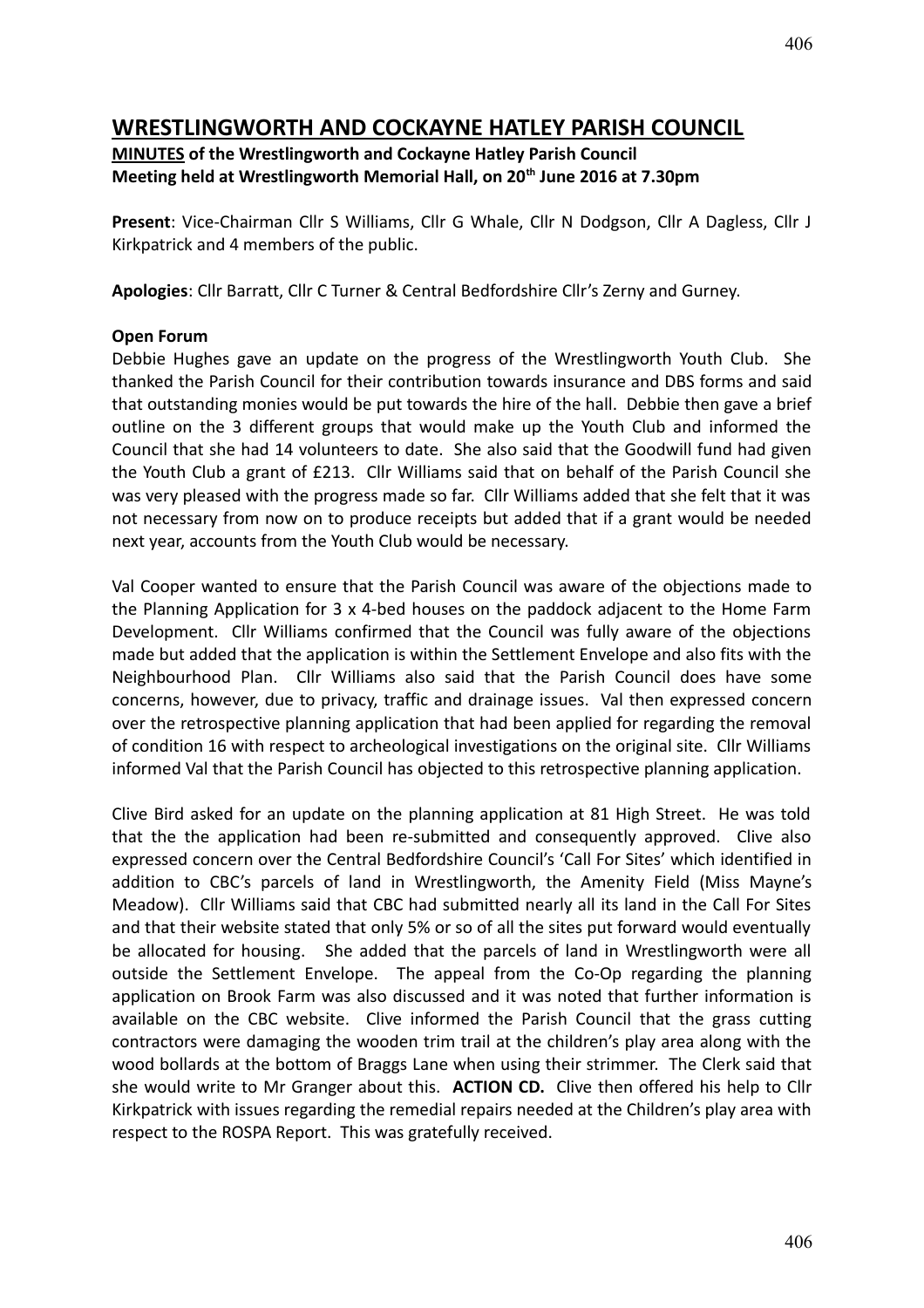# WRESTLINGWORTH AND COCKAYNE HATLEY PARISH COUNCIL

**MINUTES of the Wrestlingworth and Cockayne Hatley Parish Council**
**Meeting held at Wrestlingworth Memorial Hall, on 20th June 2016 at 7.30pm**

**Present**: Vice-Chairman Cllr S Williams, Cllr G Whale, Cllr N Dodgson, Cllr A Dagless, Cllr J Kirkpatrick and 4 members of the public.

**Apologies**: Cllr Barratt, Cllr C Turner & Central Bedfordshire Cllr's Zerny and Gurney.

**Open Forum**

Debbie Hughes gave an update on the progress of the Wrestlingworth Youth Club. She thanked the Parish Council for their contribution towards insurance and DBS forms and said that outstanding monies would be put towards the hire of the hall. Debbie then gave a brief outline on the 3 different groups that would make up the Youth Club and informed the Council that she had 14 volunteers to date. She also said that the Goodwill fund had given the Youth Club a grant of £213. Cllr Williams said that on behalf of the Parish Council she was very pleased with the progress made so far. Cllr Williams added that she felt that it was not necessary from now on to produce receipts but added that if a grant would be needed next year, accounts from the Youth Club would be necessary.

Val Cooper wanted to ensure that the Parish Council was aware of the objections made to the Planning Application for 3 x 4-bed houses on the paddock adjacent to the Home Farm Development. Cllr Williams confirmed that the Council was fully aware of the objections made but added that the application is within the Settlement Envelope and also fits with the Neighbourhood Plan. Cllr Williams also said that the Parish Council does have some concerns, however, due to privacy, traffic and drainage issues. Val then expressed concern over the retrospective planning application that had been applied for regarding the removal of condition 16 with respect to archeological investigations on the original site. Cllr Williams informed Val that the Parish Council has objected to this retrospective planning application.

Clive Bird asked for an update on the planning application at 81 High Street. He was told that the the application had been re-submitted and consequently approved. Clive also expressed concern over the Central Bedfordshire Council's 'Call For Sites' which identified in addition to CBC's parcels of land in Wrestlingworth, the Amenity Field (Miss Mayne's Meadow). Cllr Williams said that CBC had submitted nearly all its land in the Call For Sites and that their website stated that only 5% or so of all the sites put forward would eventually be allocated for housing. She added that the parcels of land in Wrestlingworth were all outside the Settlement Envelope. The appeal from the Co-Op regarding the planning application on Brook Farm was also discussed and it was noted that further information is available on the CBC website. Clive informed the Parish Council that the grass cutting contractors were damaging the wooden trim trail at the children's play area along with the wood bollards at the bottom of Braggs Lane when using their strimmer. The Clerk said that she would write to Mr Granger about this. **ACTION CD.** Clive then offered his help to Cllr Kirkpatrick with issues regarding the remedial repairs needed at the Children's play area with respect to the ROSPA Report. This was gratefully received.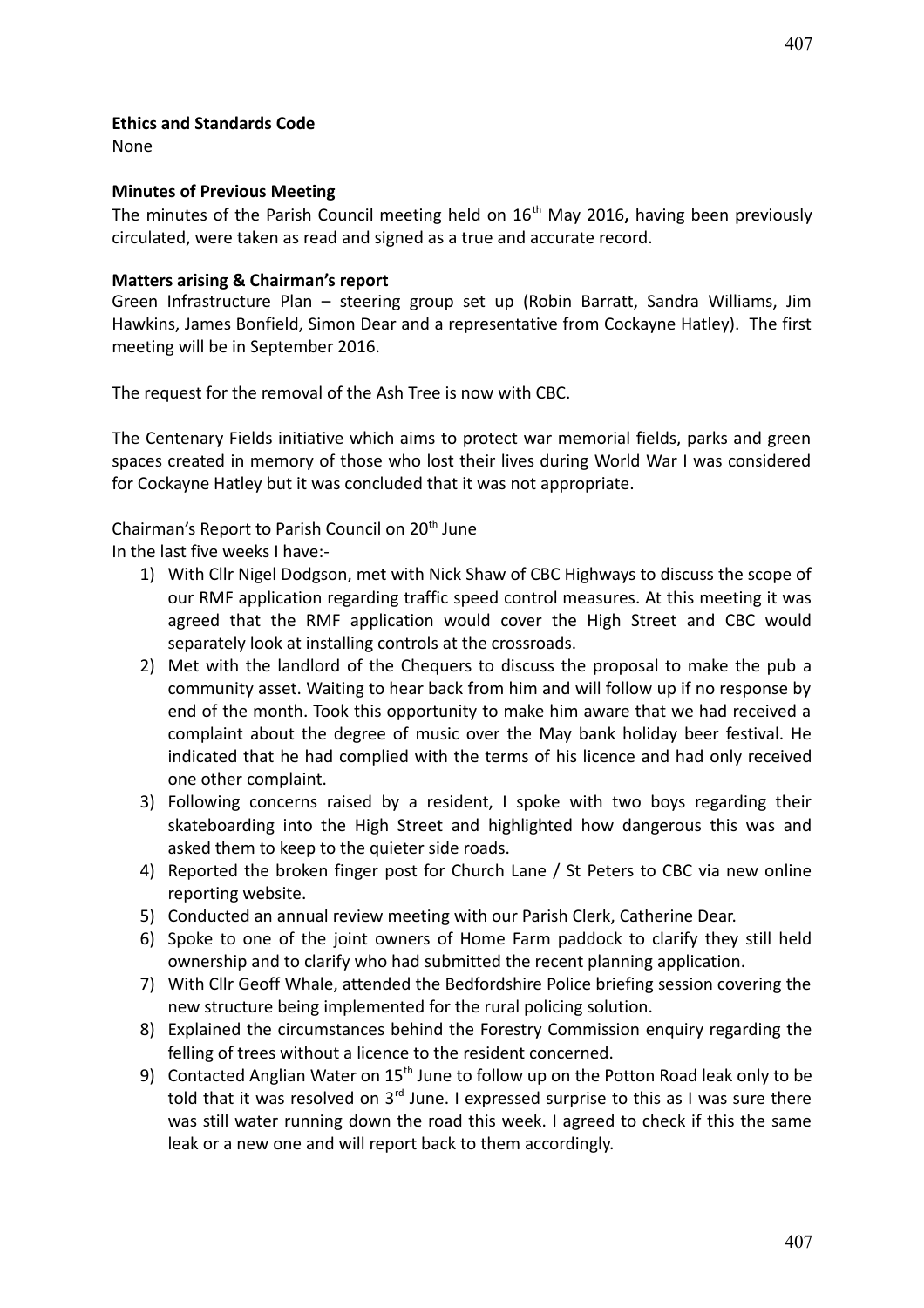**Ethics and Standards Code**

None

**Minutes of Previous Meeting**

The minutes of the Parish Council meeting held on 16th May 2016**,** having been previously circulated, were taken as read and signed as a true and accurate record.

**Matters arising & Chairman's report**

Green Infrastructure Plan – steering group set up (Robin Barratt, Sandra Williams, Jim Hawkins, James Bonfield, Simon Dear and a representative from Cockayne Hatley). The first meeting will be in September 2016.

The request for the removal of the Ash Tree is now with CBC.

The Centenary Fields initiative which aims to protect war memorial fields, parks and green spaces created in memory of those who lost their lives during World War I was considered for Cockayne Hatley but it was concluded that it was not appropriate.

Chairman's Report to Parish Council on 20th June

In the last five weeks I have:-

1) With Cllr Nigel Dodgson, met with Nick Shaw of CBC Highways to discuss the scope of our RMF application regarding traffic speed control measures. At this meeting it was agreed that the RMF application would cover the High Street and CBC would separately look at installing controls at the crossroads.
2) Met with the landlord of the Chequers to discuss the proposal to make the pub a community asset. Waiting to hear back from him and will follow up if no response by end of the month. Took this opportunity to make him aware that we had received a complaint about the degree of music over the May bank holiday beer festival. He indicated that he had complied with the terms of his licence and had only received one other complaint.
3) Following concerns raised by a resident, I spoke with two boys regarding their skateboarding into the High Street and highlighted how dangerous this was and asked them to keep to the quieter side roads.
4) Reported the broken finger post for Church Lane / St Peters to CBC via new online reporting website.
5) Conducted an annual review meeting with our Parish Clerk, Catherine Dear.
6) Spoke to one of the joint owners of Home Farm paddock to clarify they still held ownership and to clarify who had submitted the recent planning application.
7) With Cllr Geoff Whale, attended the Bedfordshire Police briefing session covering the new structure being implemented for the rural policing solution.
8) Explained the circumstances behind the Forestry Commission enquiry regarding the felling of trees without a licence to the resident concerned.
9) Contacted Anglian Water on 15th June to follow up on the Potton Road leak only to be told that it was resolved on 3rd June. I expressed surprise to this as I was sure there was still water running down the road this week. I agreed to check if this the same leak or a new one and will report back to them accordingly.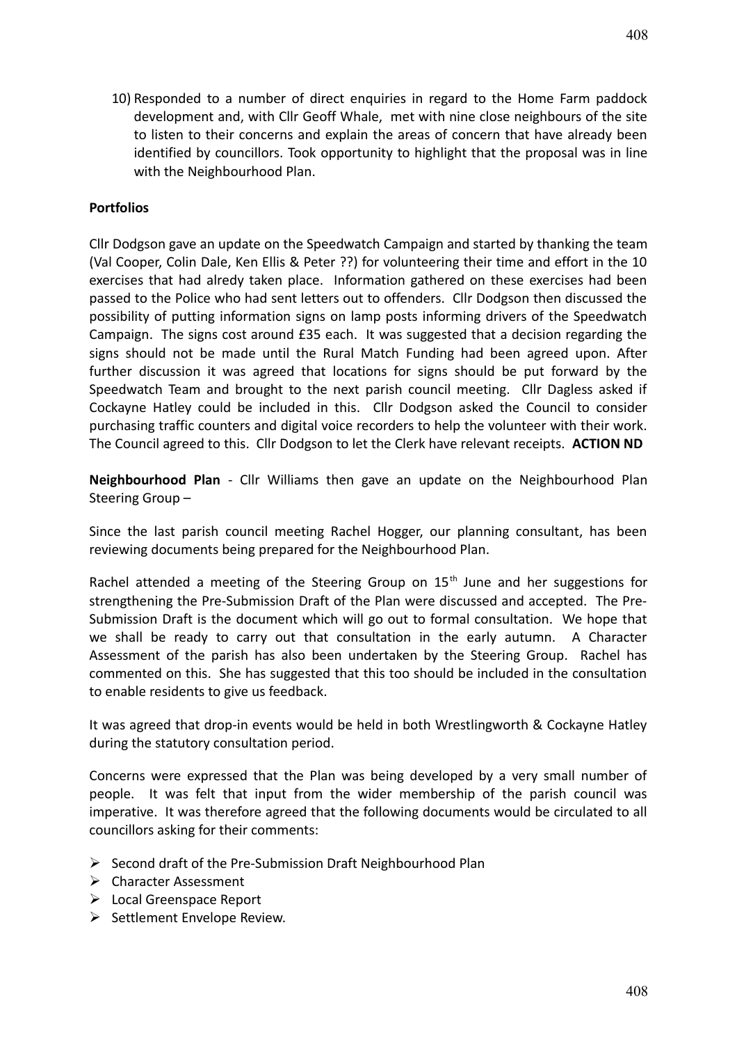10) Responded to a number of direct enquiries in regard to the Home Farm paddock development and, with Cllr Geoff Whale, met with nine close neighbours of the site to listen to their concerns and explain the areas of concern that have already been identified by councillors. Took opportunity to highlight that the proposal was in line with the Neighbourhood Plan.

**Portfolios**

Cllr Dodgson gave an update on the Speedwatch Campaign and started by thanking the team (Val Cooper, Colin Dale, Ken Ellis & Peter ??) for volunteering their time and effort in the 10 exercises that had alredy taken place. Information gathered on these exercises had been passed to the Police who had sent letters out to offenders. Cllr Dodgson then discussed the possibility of putting information signs on lamp posts informing drivers of the Speedwatch Campaign. The signs cost around £35 each. It was suggested that a decision regarding the signs should not be made until the Rural Match Funding had been agreed upon. After further discussion it was agreed that locations for signs should be put forward by the Speedwatch Team and brought to the next parish council meeting. Cllr Dagless asked if Cockayne Hatley could be included in this. Cllr Dodgson asked the Council to consider purchasing traffic counters and digital voice recorders to help the volunteer with their work. The Council agreed to this. Cllr Dodgson to let the Clerk have relevant receipts. **ACTION ND**

**Neighbourhood Plan** - Cllr Williams then gave an update on the Neighbourhood Plan Steering Group –

Since the last parish council meeting Rachel Hogger, our planning consultant, has been reviewing documents being prepared for the Neighbourhood Plan.

Rachel attended a meeting of the Steering Group on 15th June and her suggestions for strengthening the Pre-Submission Draft of the Plan were discussed and accepted. The Pre-Submission Draft is the document which will go out to formal consultation. We hope that we shall be ready to carry out that consultation in the early autumn. A Character Assessment of the parish has also been undertaken by the Steering Group. Rachel has commented on this. She has suggested that this too should be included in the consultation to enable residents to give us feedback.

It was agreed that drop-in events would be held in both Wrestlingworth & Cockayne Hatley during the statutory consultation period.

Concerns were expressed that the Plan was being developed by a very small number of people. It was felt that input from the wider membership of the parish council was imperative. It was therefore agreed that the following documents would be circulated to all councillors asking for their comments:

- Second draft of the Pre-Submission Draft Neighbourhood Plan
- Character Assessment
- Local Greenspace Report
- Settlement Envelope Review.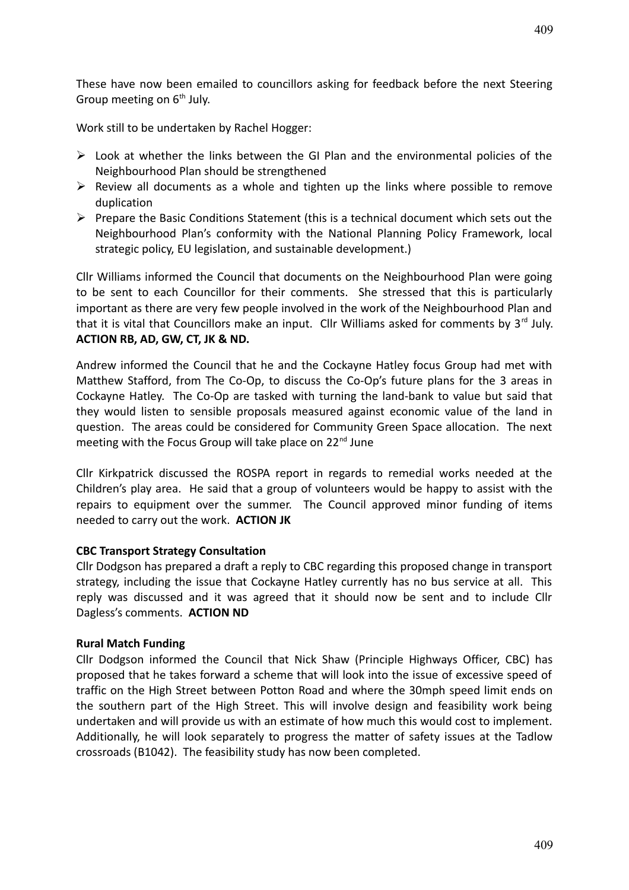These have now been emailed to councillors asking for feedback before the next Steering Group meeting on 6th July.

Work still to be undertaken by Rachel Hogger:

- Look at whether the links between the GI Plan and the environmental policies of the Neighbourhood Plan should be strengthened
- Review all documents as a whole and tighten up the links where possible to remove duplication
- Prepare the Basic Conditions Statement (this is a technical document which sets out the Neighbourhood Plan's conformity with the National Planning Policy Framework, local strategic policy, EU legislation, and sustainable development.)

Cllr Williams informed the Council that documents on the Neighbourhood Plan were going to be sent to each Councillor for their comments. She stressed that this is particularly important as there are very few people involved in the work of the Neighbourhood Plan and that it is vital that Councillors make an input. Cllr Williams asked for comments by 3rd July. **ACTION RB, AD, GW, CT, JK & ND.**

Andrew informed the Council that he and the Cockayne Hatley focus Group had met with Matthew Stafford, from The Co-Op, to discuss the Co-Op's future plans for the 3 areas in Cockayne Hatley. The Co-Op are tasked with turning the land-bank to value but said that they would listen to sensible proposals measured against economic value of the land in question. The areas could be considered for Community Green Space allocation. The next meeting with the Focus Group will take place on 22nd June

Cllr Kirkpatrick discussed the ROSPA report in regards to remedial works needed at the Children's play area. He said that a group of volunteers would be happy to assist with the repairs to equipment over the summer. The Council approved minor funding of items needed to carry out the work. **ACTION JK**

**CBC Transport Strategy Consultation**

Cllr Dodgson has prepared a draft a reply to CBC regarding this proposed change in transport strategy, including the issue that Cockayne Hatley currently has no bus service at all. This reply was discussed and it was agreed that it should now be sent and to include Cllr Dagless's comments. **ACTION ND**

**Rural Match Funding**

Cllr Dodgson informed the Council that Nick Shaw (Principle Highways Officer, CBC) has proposed that he takes forward a scheme that will look into the issue of excessive speed of traffic on the High Street between Potton Road and where the 30mph speed limit ends on the southern part of the High Street. This will involve design and feasibility work being undertaken and will provide us with an estimate of how much this would cost to implement. Additionally, he will look separately to progress the matter of safety issues at the Tadlow crossroads (B1042). The feasibility study has now been completed.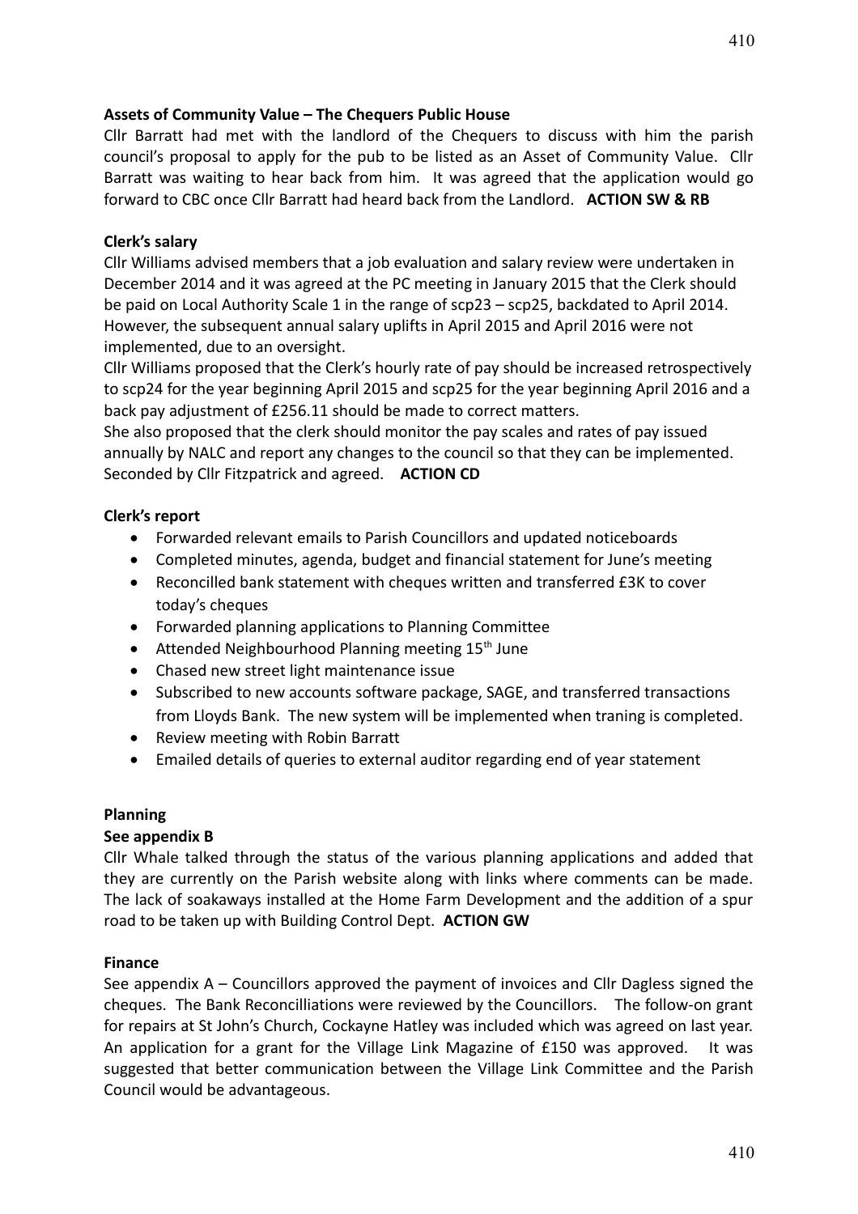**Assets of Community Value – The Chequers Public House**

Cllr Barratt had met with the landlord of the Chequers to discuss with him the parish council's proposal to apply for the pub to be listed as an Asset of Community Value. Cllr Barratt was waiting to hear back from him. It was agreed that the application would go forward to CBC once Cllr Barratt had heard back from the Landlord. **ACTION SW & RB**

**Clerk's salary**

Cllr Williams advised members that a job evaluation and salary review were undertaken in December 2014 and it was agreed at the PC meeting in January 2015 that the Clerk should be paid on Local Authority Scale 1 in the range of scp23 – scp25, backdated to April 2014. However, the subsequent annual salary uplifts in April 2015 and April 2016 were not implemented, due to an oversight.

Cllr Williams proposed that the Clerk's hourly rate of pay should be increased retrospectively to scp24 for the year beginning April 2015 and scp25 for the year beginning April 2016 and a back pay adjustment of £256.11 should be made to correct matters.

She also proposed that the clerk should monitor the pay scales and rates of pay issued annually by NALC and report any changes to the council so that they can be implemented. Seconded by Cllr Fitzpatrick and agreed. **ACTION CD**

**Clerk's report**

- Forwarded relevant emails to Parish Councillors and updated noticeboards
- Completed minutes, agenda, budget and financial statement for June's meeting
- Reconcilled bank statement with cheques written and transferred £3K to cover today's cheques
- Forwarded planning applications to Planning Committee
- Attended Neighbourhood Planning meeting 15th June
- Chased new street light maintenance issue
- Subscribed to new accounts software package, SAGE, and transferred transactions from Lloyds Bank. The new system will be implemented when traning is completed.
- Review meeting with Robin Barratt
- Emailed details of queries to external auditor regarding end of year statement

**Planning**

**See appendix B**

Cllr Whale talked through the status of the various planning applications and added that they are currently on the Parish website along with links where comments can be made. The lack of soakaways installed at the Home Farm Development and the addition of a spur road to be taken up with Building Control Dept. **ACTION GW**

**Finance**

See appendix A – Councillors approved the payment of invoices and Cllr Dagless signed the cheques. The Bank Reconcilliations were reviewed by the Councillors. The follow-on grant for repairs at St John's Church, Cockayne Hatley was included which was agreed on last year. An application for a grant for the Village Link Magazine of £150 was approved. It was suggested that better communication between the Village Link Committee and the Parish Council would be advantageous.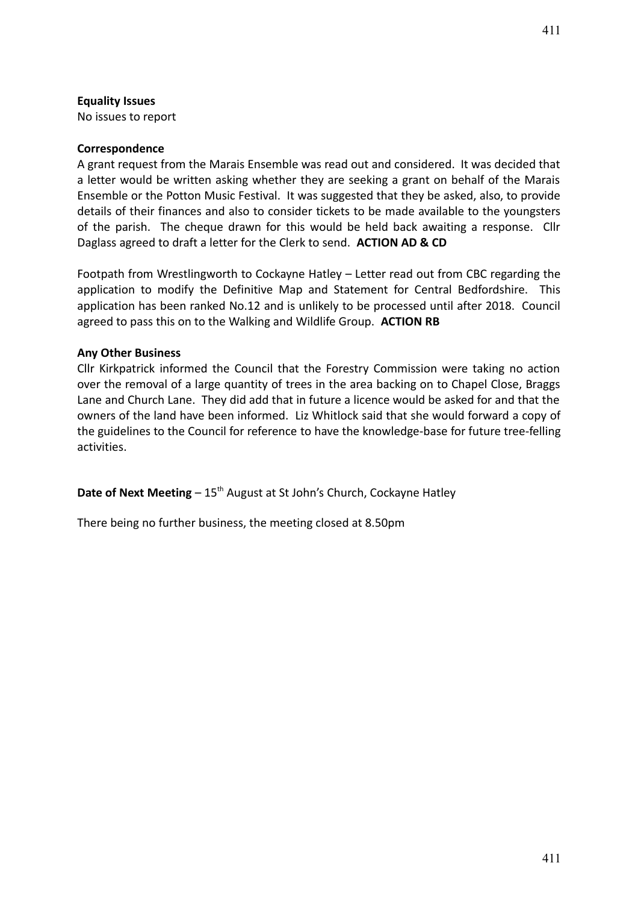**Equality Issues**
No issues to report

**Correspondence**
A grant request from the Marais Ensemble was read out and considered. It was decided that a letter would be written asking whether they are seeking a grant on behalf of the Marais Ensemble or the Potton Music Festival. It was suggested that they be asked, also, to provide details of their finances and also to consider tickets to be made available to the youngsters of the parish. The cheque drawn for this would be held back awaiting a response. Cllr Daglass agreed to draft a letter for the Clerk to send. **ACTION AD & CD**

Footpath from Wrestlingworth to Cockayne Hatley – Letter read out from CBC regarding the application to modify the Definitive Map and Statement for Central Bedfordshire. This application has been ranked No.12 and is unlikely to be processed until after 2018. Council agreed to pass this on to the Walking and Wildlife Group. **ACTION RB**

**Any Other Business**
Cllr Kirkpatrick informed the Council that the Forestry Commission were taking no action over the removal of a large quantity of trees in the area backing on to Chapel Close, Braggs Lane and Church Lane. They did add that in future a licence would be asked for and that the owners of the land have been informed. Liz Whitlock said that she would forward a copy of the guidelines to the Council for reference to have the knowledge-base for future tree-felling activities.

**Date of Next Meeting** – 15th August at St John's Church, Cockayne Hatley

There being no further business, the meeting closed at 8.50pm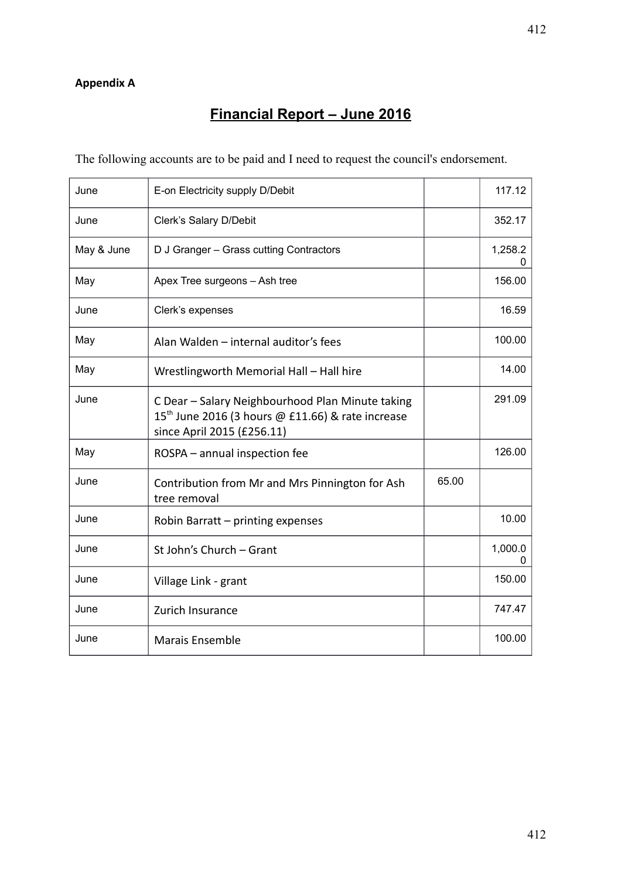**Appendix A**

# Financial Report – June 2016

The following accounts are to be paid and I need to request the council's endorsement.

| | | | |
|---|---|---|---|
| June | E-on Electricity supply D/Debit | | 117.12 |
| June | Clerk's Salary D/Debit | | 352.17 |
| May & June | D J Granger – Grass cutting Contractors | | 1,258.20 |
| May | Apex Tree surgeons – Ash tree | | 156.00 |
| June | Clerk's expenses | | 16.59 |
| May | Alan Walden – internal auditor's fees | | 100.00 |
| May | Wrestlingworth Memorial Hall – Hall hire | | 14.00 |
| June | C Dear – Salary Neighbourhood Plan Minute taking 15th June 2016 (3 hours @ £11.66) & rate increase since April 2015 (£256.11) | | 291.09 |
| May | ROSPA – annual inspection fee | | 126.00 |
| June | Contribution from Mr and Mrs Pinnington for Ash tree removal | 65.00 | |
| June | Robin Barratt – printing expenses | | 10.00 |
| June | St John's Church – Grant | | 1,000.00 |
| June | Village Link - grant | | 150.00 |
| June | Zurich Insurance | | 747.47 |
| June | Marais Ensemble | | 100.00 |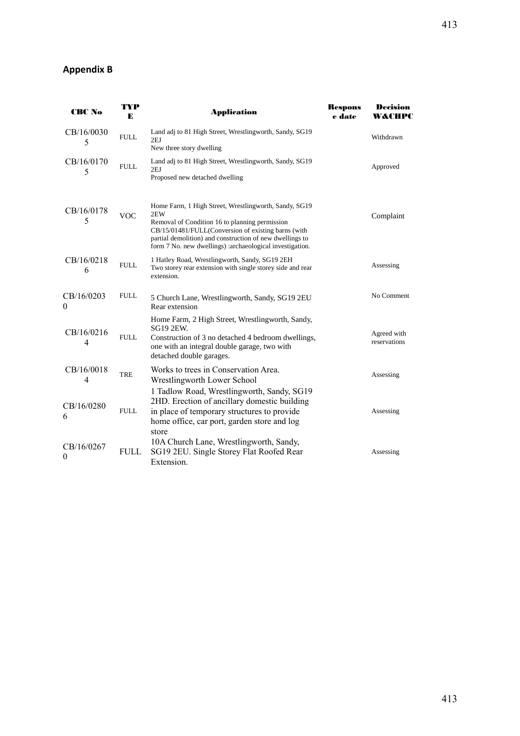## Appendix B

| CBC No | TYPE | Application | Response date | Decision W&CHPC |
|---|---|---|---|---|
| CB/16/00305 | FULL | Land adj to 81 High Street, Wrestlingworth, Sandy, SG19 2EJ<br>New three story dwelling | | Withdrawn |
| CB/16/01705 | FULL | Land adj to 81 High Street, Wrestlingworth, Sandy, SG19 2EJ<br>Proposed new detached dwelling | | Approved |
| CB/16/01785 | VOC | Home Farm, 1 High Street, Wrestlingworth, Sandy, SG19 2EW<br>Removal of Condition 16 to planning permission CB/15/01481/FULL(Conversion of existing barns (with partial demolition) and construction of new dwellings to form 7 No. new dwellings) :archaeological investigation. | | Complaint |
| CB/16/02186 | FULL | 1 Hatley Road, Wrestlingworth, Sandy, SG19 2EH<br>Two storey rear extension with single storey side and rear extension. | | Assessing |
| CB/16/02030 | FULL | 5 Church Lane, Wrestlingworth, Sandy, SG19 2EU<br>Rear extension | | No Comment |
| CB/16/02164 | FULL | Home Farm, 2 High Street, Wrestlingworth, Sandy, SG19 2EW.<br>Construction of 3 no detached 4 bedroom dwellings, one with an integral double garage, two with detached double garages. | | Agreed with reservations |
| CB/16/00184 | TRE | Works to trees in Conservation Area.<br>Wrestlingworth Lower School | | Assessing |
| CB/16/02806 | FULL | 1 Tadlow Road, Wrestlingworth, Sandy, SG19 2HD. Erection of ancillary domestic building in place of temporary structures to provide home office, car port, garden store and log store | | Assessing |
| CB/16/02670 | FULL | 10A Church Lane, Wrestlingworth, Sandy, SG19 2EU. Single Storey Flat Roofed Rear Extension. | | Assessing |